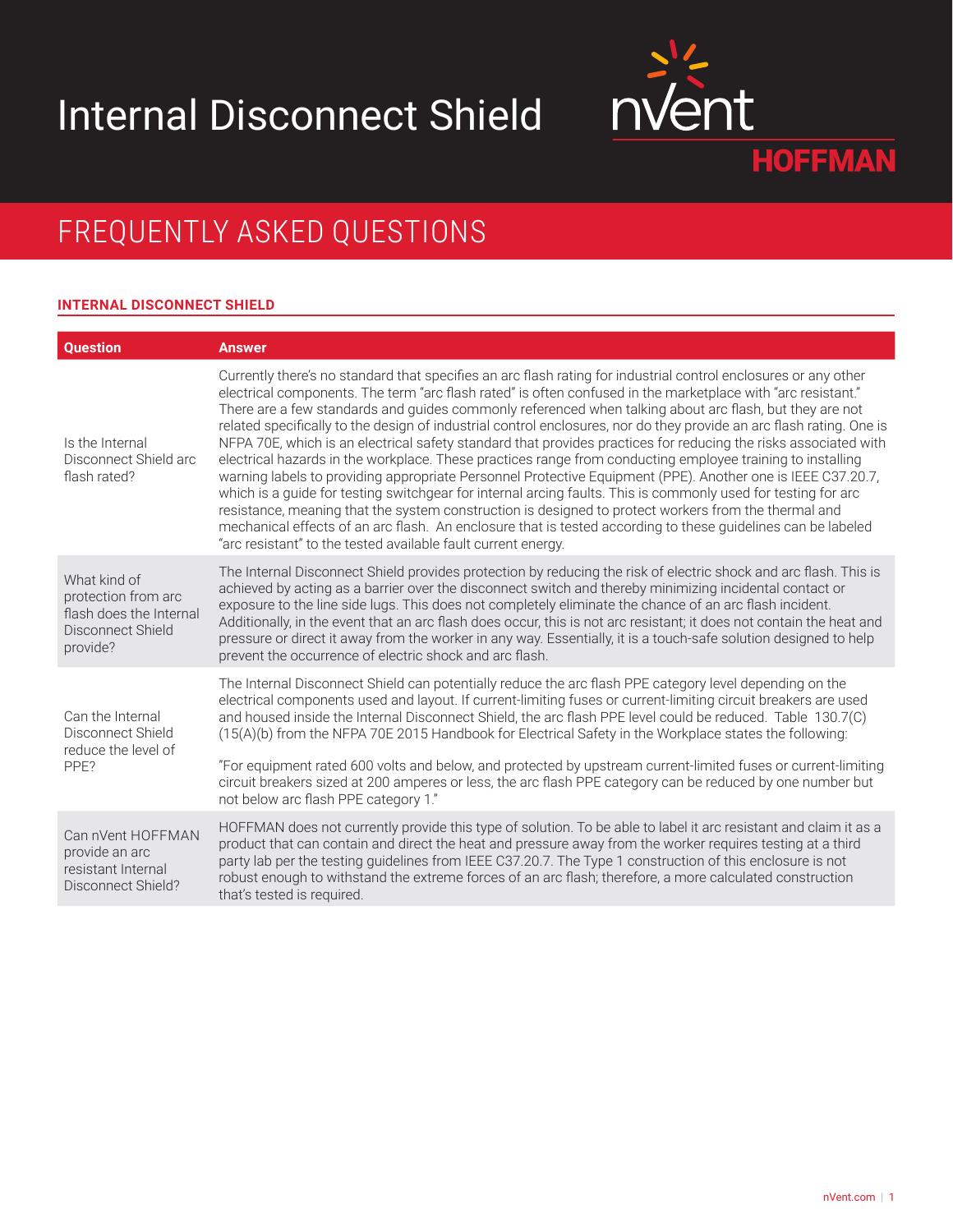# Internal Disconnect Shield

nVent HOFFMAN

## FREQUENTLY ASKED QUESTIONS

### INTERNAL DISCONNECT SHIELD

| Question | Answer |
| --- | --- |
| Is the Internal Disconnect Shield arc flash rated? | Currently there's no standard that specifies an arc flash rating for industrial control enclosures or any other electrical components. The term "arc flash rated" is often confused in the marketplace with "arc resistant." There are a few standards and guides commonly referenced when talking about arc flash, but they are not related specifically to the design of industrial control enclosures, nor do they provide an arc flash rating. One is NFPA 70E, which is an electrical safety standard that provides practices for reducing the risks associated with electrical hazards in the workplace. These practices range from conducting employee training to installing warning labels to providing appropriate Personnel Protective Equipment (PPE). Another one is IEEE C37.20.7, which is a guide for testing switchgear for internal arcing faults. This is commonly used for testing for arc resistance, meaning that the system construction is designed to protect workers from the thermal and mechanical effects of an arc flash. An enclosure that is tested according to these guidelines can be labeled "arc resistant" to the tested available fault current energy. |
| What kind of protection from arc flash does the Internal Disconnect Shield provide? | The Internal Disconnect Shield provides protection by reducing the risk of electric shock and arc flash. This is achieved by acting as a barrier over the disconnect switch and thereby minimizing incidental contact or exposure to the line side lugs. This does not completely eliminate the chance of an arc flash incident. Additionally, in the event that an arc flash does occur, this is not arc resistant; it does not contain the heat and pressure or direct it away from the worker in any way. Essentially, it is a touch-safe solution designed to help prevent the occurrence of electric shock and arc flash. |
| Can the Internal Disconnect Shield reduce the level of PPE? | The Internal Disconnect Shield can potentially reduce the arc flash PPE category level depending on the electrical components used and layout. If current-limiting fuses or current-limiting circuit breakers are used and housed inside the Internal Disconnect Shield, the arc flash PPE level could be reduced. Table 130.7(C)(15(A)(b) from the NFPA 70E 2015 Handbook for Electrical Safety in the Workplace states the following:<br><br>"For equipment rated 600 volts and below, and protected by upstream current-limited fuses or current-limiting circuit breakers sized at 200 amperes or less, the arc flash PPE category can be reduced by one number but not below arc flash PPE category 1." |
| Can nVent HOFFMAN provide an arc resistant Internal Disconnect Shield? | HOFFMAN does not currently provide this type of solution. To be able to label it arc resistant and claim it as a product that can contain and direct the heat and pressure away from the worker requires testing at a third party lab per the testing guidelines from IEEE C37.20.7. The Type 1 construction of this enclosure is not robust enough to withstand the extreme forces of an arc flash; therefore, a more calculated construction that's tested is required. |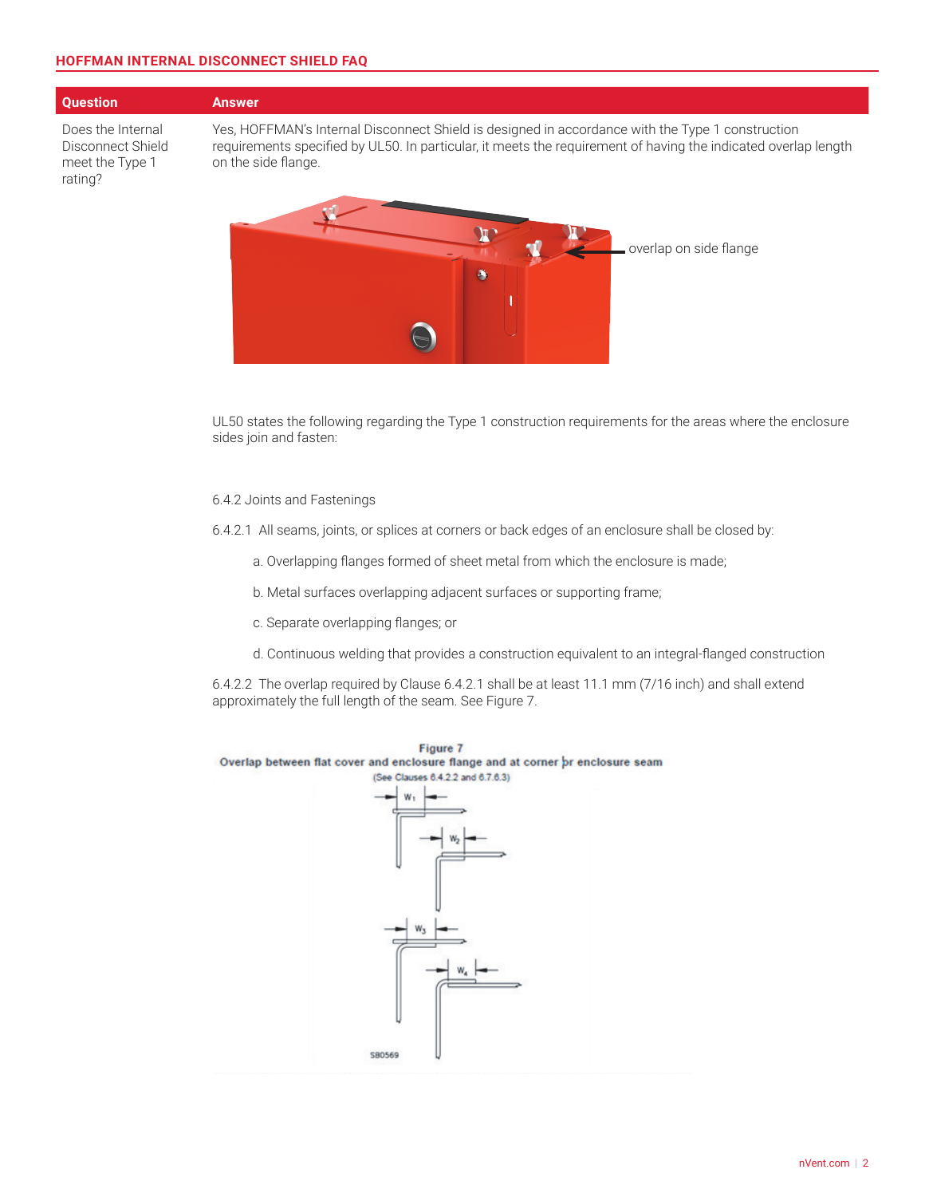| Question | Answer |
|---|---|
| Does the Internal Disconnect Shield meet the Type 1 rating? | Yes, HOFFMAN's Internal Disconnect Shield is designed in accordance with the Type 1 construction requirements specified by UL50. In particular, it meets the requirement of having the indicated overlap length on the side flange. |

overlap on side flange

UL50 states the following regarding the Type 1 construction requirements for the areas where the enclosure sides join and fasten:

6.4.2 Joints and Fastenings

6.4.2.1 All seams, joints, or splices at corners or back edges of an enclosure shall be closed by:

a. Overlapping flanges formed of sheet metal from which the enclosure is made;

b. Metal surfaces overlapping adjacent surfaces or supporting frame;

c. Separate overlapping flanges; or

d. Continuous welding that provides a construction equivalent to an integral-flanged construction

6.4.2.2 The overlap required by Clause 6.4.2.1 shall be at least 11.1 mm (7/16 inch) and shall extend approximately the full length of the seam. See Figure 7.

**Figure 7**
**Overlap between flat cover and enclosure flange and at corner or enclosure seam**
(See Clauses 6.4.2.2 and 6.7.6.3)

$W_1$

$W_2$

$W_3$

$W_4$

S80569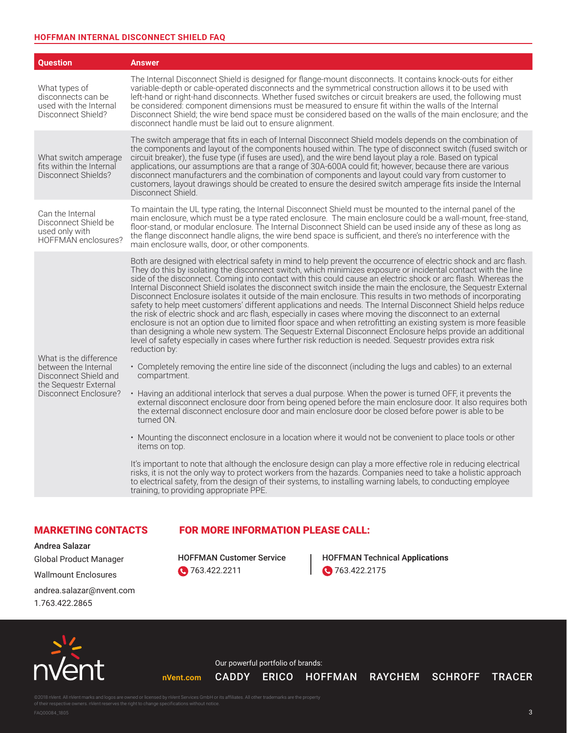## HOFFMAN INTERNAL DISCONNECT SHIELD FAQ

| Question | Answer |
|---|---|
| What types of disconnects can be used with the Internal Disconnect Shield? | The Internal Disconnect Shield is designed for flange-mount disconnects. It contains knock-outs for either variable-depth or cable-operated disconnects and the symmetrical construction allows it to be used with left-hand or right-hand disconnects. Whether fused switches or circuit breakers are used, the following must be considered: component dimensions must be measured to ensure fit within the walls of the Internal Disconnect Shield; the wire bend space must be considered based on the walls of the main enclosure; and the disconnect handle must be laid out to ensure alignment. |
| What switch amperage fits within the Internal Disconnect Shields? | The switch amperage that fits in each of Internal Disconnect Shield models depends on the combination of the components and layout of the components housed within. The type of disconnect switch (fused switch or circuit breaker), the fuse type (if fuses are used), and the wire bend layout play a role. Based on typical applications, our assumptions are that a range of 30A-600A could fit; however, because there are various disconnect manufacturers and the combination of components and layout could vary from customer to customers, layout drawings should be created to ensure the desired switch amperage fits inside the Internal Disconnect Shield. |
| Can the Internal Disconnect Shield be used only with HOFFMAN enclosures? | To maintain the UL type rating, the Internal Disconnect Shield must be mounted to the internal panel of the main enclosure, which must be a type rated enclosure. The main enclosure could be a wall-mount, free-stand, floor-stand, or modular enclosure. The Internal Disconnect Shield can be used inside any of these as long as the flange disconnect handle aligns, the wire bend space is sufficient, and there's no interference with the main enclosure walls, door, or other components. |
| What is the difference between the Internal Disconnect Shield and the Sequestr External Disconnect Enclosure? | Both are designed with electrical safety in mind to help prevent the occurrence of electric shock and arc flash. They do this by isolating the disconnect switch, which minimizes exposure or incidental contact with the line side of the disconnect. Coming into contact with this could cause an electric shock or arc flash. Whereas the Internal Disconnect Shield isolates the disconnect switch inside the main the enclosure, the Sequestr External Disconnect Enclosure isolates it outside of the main enclosure. This results in two methods of incorporating safety to help meet customers' different applications and needs. The Internal Disconnect Shield helps reduce the risk of electric shock and arc flash, especially in cases where moving the disconnect to an external enclosure is not an option due to limited floor space and when retrofitting an existing system is more feasible than designing a whole new system. The Sequestr External Disconnect Enclosure helps provide an additional level of safety especially in cases where further risk reduction is needed. Sequestr provides extra risk reduction by:<br>• Completely removing the entire line side of the disconnect (including the lugs and cables) to an external compartment.<br>• Having an additional interlock that serves a dual purpose. When the power is turned OFF, it prevents the external disconnect enclosure door from being opened before the main enclosure door. It also requires both the external disconnect enclosure door and main enclosure door be closed before power is able to be turned ON.<br>• Mounting the disconnect enclosure in a location where it would not be convenient to place tools or other items on top.<br><br>It's important to note that although the enclosure design can play a more effective role in reducing electrical risks, it is not the only way to protect workers from the hazards. Companies need to take a holistic approach to electrical safety, from the design of their systems, to installing warning labels, to conducting employee training, to providing appropriate PPE. |

## MARKETING CONTACTS

**Andrea Salazar**
Global Product Manager
Wallmount Enclosures
andrea.salazar@nvent.com
1.763.422.2865

## FOR MORE INFORMATION PLEASE CALL:

**HOFFMAN Customer Service**
763.422.2211

**HOFFMAN Technical Applications**
763.422.2175

nVent

nVent.com

Our powerful portfolio of brands:
CADDY ERICO HOFFMAN RAYCHEM SCHROFF TRACER

©2018 nVent. All nVent marks and logos are owned or licensed by nVent Services GmbH or its affiliates. All other trademarks are the property of their respective owners. nVent reserves the right to change specifications without notice.

FAQ00084_1805